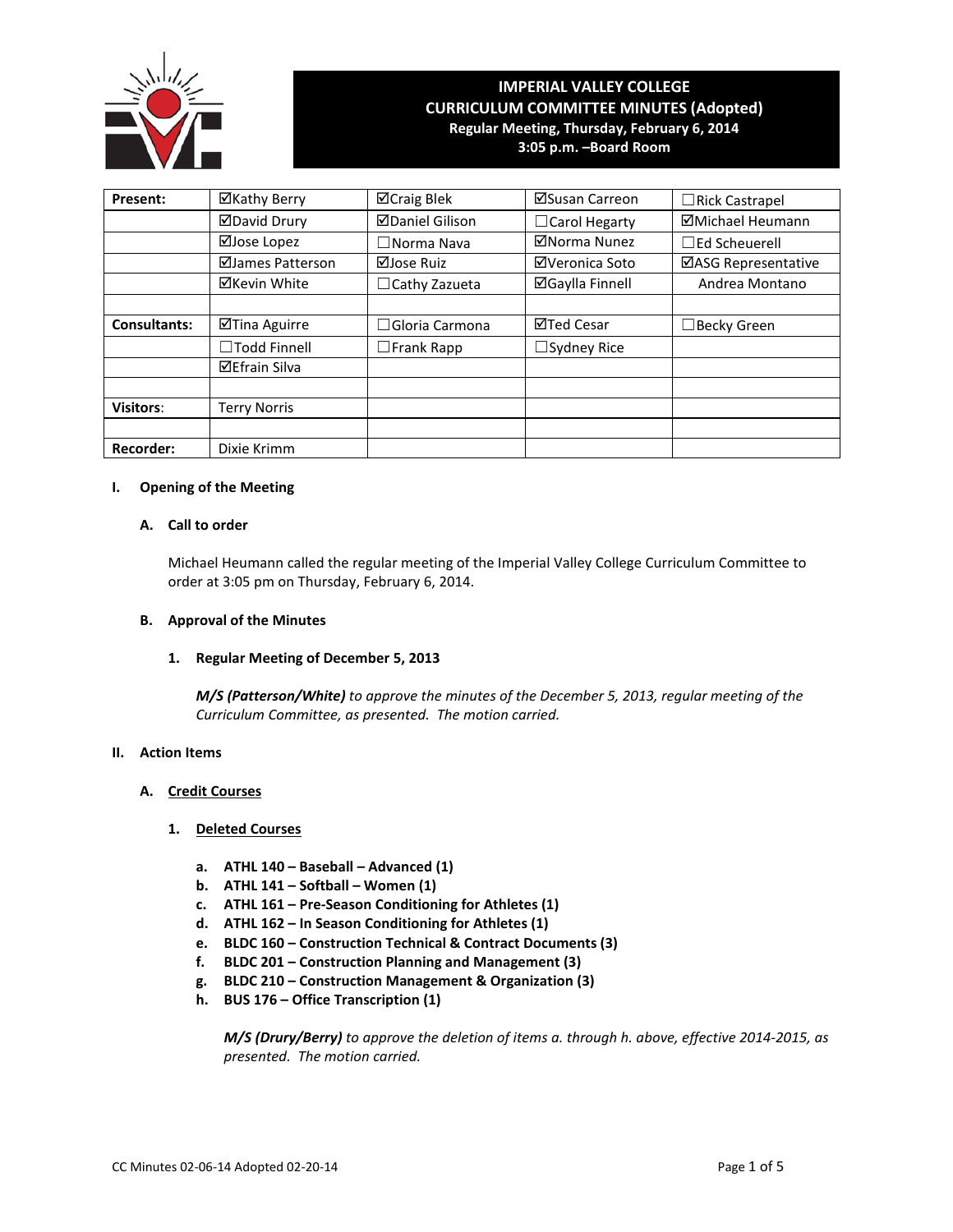# IMPERIAL VALLEY COLLEGE
## CURRICULUM COMMITTEE MINUTES (Adopted)
**Regular Meeting, Thursday, February 6, 2014**
**3:05 p.m. –Board Room**

| Present: | ☑Kathy Berry | ☑Craig Blek | ☑Susan Carreon | ☐Rick Castrapel |
|---|---|---|---|---|
| | ☑David Drury | ☑Daniel Gilison | ☐Carol Hegarty | ☑Michael Heumann |
| | ☑Jose Lopez | ☐Norma Nava | ☑Norma Nunez | ☐Ed Scheuerell |
| | ☑James Patterson | ☑Jose Ruiz | ☑Veronica Soto | ☑ASG Representative |
| | ☑Kevin White | ☐Cathy Zazueta | ☑Gaylla Finnell | Andrea Montano |
| | | | | |
| Consultants: | ☑Tina Aguirre | ☐Gloria Carmona | ☑Ted Cesar | ☐Becky Green |
| | ☐Todd Finnell | ☐Frank Rapp | ☐Sydney Rice | |
| | ☑Efrain Silva | | | |
| | | | | |
| Visitors: | Terry Norris | | | |
| | | | | |
| Recorder: | Dixie Krimm | | | |

**I. Opening of the Meeting**

**A. Call to order**

Michael Heumann called the regular meeting of the Imperial Valley College Curriculum Committee to order at 3:05 pm on Thursday, February 6, 2014.

**B. Approval of the Minutes**

**1. Regular Meeting of December 5, 2013**

***M/S (Patterson/White)*** *to approve the minutes of the December 5, 2013, regular meeting of the Curriculum Committee, as presented. The motion carried.*

**II. Action Items**

**A. Credit Courses**

**1. Deleted Courses**

- **a. ATHL 140 – Baseball – Advanced (1)**
- **b. ATHL 141 – Softball – Women (1)**
- **c. ATHL 161 – Pre-Season Conditioning for Athletes (1)**
- **d. ATHL 162 – In Season Conditioning for Athletes (1)**
- **e. BLDC 160 – Construction Technical & Contract Documents (3)**
- **f. BLDC 201 – Construction Planning and Management (3)**
- **g. BLDC 210 – Construction Management & Organization (3)**
- **h. BUS 176 – Office Transcription (1)**

***M/S (Drury/Berry)*** *to approve the deletion of items a. through h. above, effective 2014-2015, as presented. The motion carried.*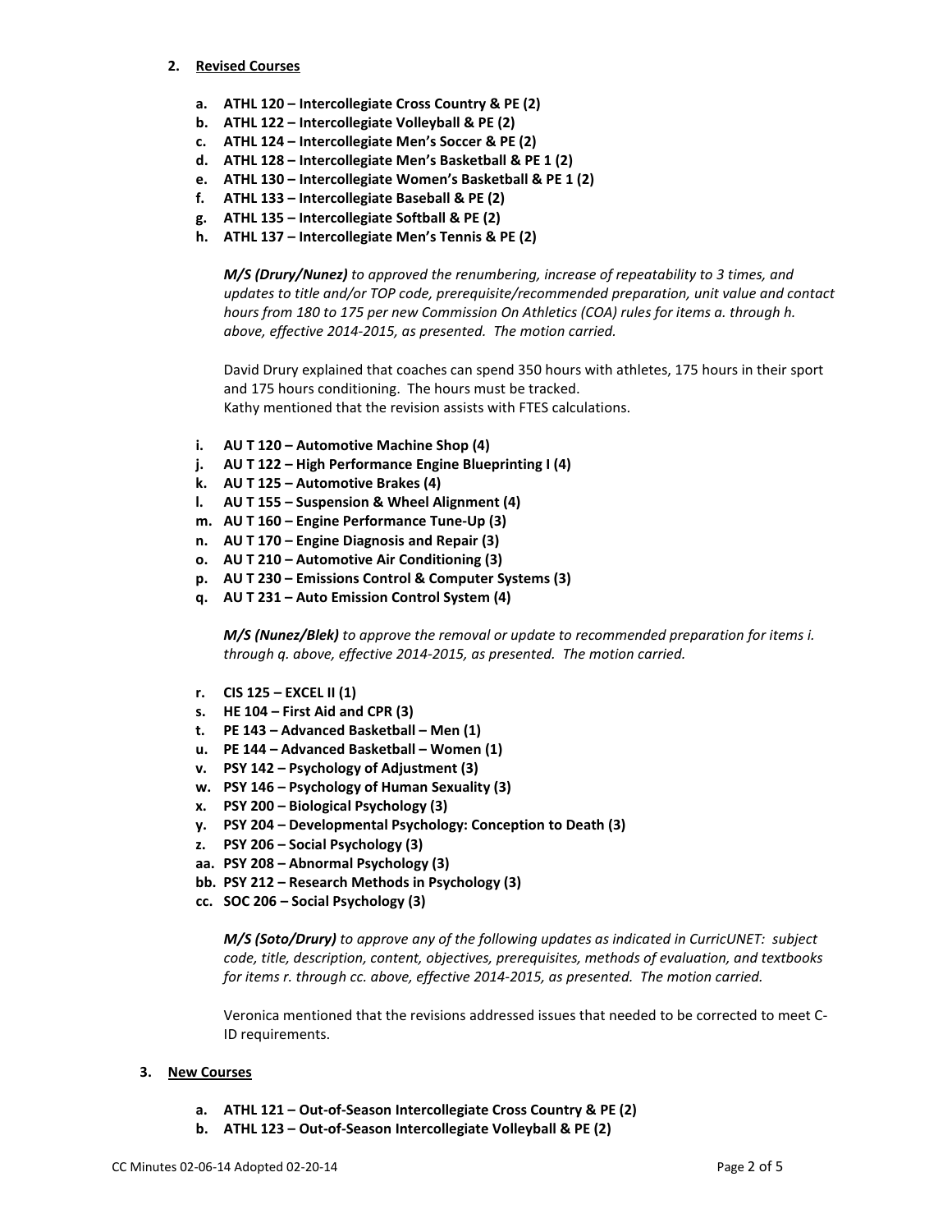2. **Revised Courses**

   a. **ATHL 120 – Intercollegiate Cross Country & PE (2)**
   b. **ATHL 122 – Intercollegiate Volleyball & PE (2)**
   c. **ATHL 124 – Intercollegiate Men's Soccer & PE (2)**
   d. **ATHL 128 – Intercollegiate Men's Basketball & PE 1 (2)**
   e. **ATHL 130 – Intercollegiate Women's Basketball & PE 1 (2)**
   f. **ATHL 133 – Intercollegiate Baseball & PE (2)**
   g. **ATHL 135 – Intercollegiate Softball & PE (2)**
   h. **ATHL 137 – Intercollegiate Men's Tennis & PE (2)**

   ***M/S (Drury/Nunez)*** *to approved the renumbering, increase of repeatability to 3 times, and updates to title and/or TOP code, prerequisite/recommended preparation, unit value and contact hours from 180 to 175 per new Commission On Athletics (COA) rules for items a. through h. above, effective 2014-2015, as presented. The motion carried.*

   David Drury explained that coaches can spend 350 hours with athletes, 175 hours in their sport and 175 hours conditioning. The hours must be tracked.
   Kathy mentioned that the revision assists with FTES calculations.

   i. **AU T 120 – Automotive Machine Shop (4)**
   j. **AU T 122 – High Performance Engine Blueprinting I (4)**
   k. **AU T 125 – Automotive Brakes (4)**
   l. **AU T 155 – Suspension & Wheel Alignment (4)**
   m. **AU T 160 – Engine Performance Tune-Up (3)**
   n. **AU T 170 – Engine Diagnosis and Repair (3)**
   o. **AU T 210 – Automotive Air Conditioning (3)**
   p. **AU T 230 – Emissions Control & Computer Systems (3)**
   q. **AU T 231 – Auto Emission Control System (4)**

   ***M/S (Nunez/Blek)*** *to approve the removal or update to recommended preparation for items i. through q. above, effective 2014-2015, as presented. The motion carried.*

   r. **CIS 125 – EXCEL II (1)**
   s. **HE 104 – First Aid and CPR (3)**
   t. **PE 143 – Advanced Basketball – Men (1)**
   u. **PE 144 – Advanced Basketball – Women (1)**
   v. **PSY 142 – Psychology of Adjustment (3)**
   w. **PSY 146 – Psychology of Human Sexuality (3)**
   x. **PSY 200 – Biological Psychology (3)**
   y. **PSY 204 – Developmental Psychology: Conception to Death (3)**
   z. **PSY 206 – Social Psychology (3)**
   aa. **PSY 208 – Abnormal Psychology (3)**
   bb. **PSY 212 – Research Methods in Psychology (3)**
   cc. **SOC 206 – Social Psychology (3)**

   ***M/S (Soto/Drury)*** *to approve any of the following updates as indicated in CurricUNET: subject code, title, description, content, objectives, prerequisites, methods of evaluation, and textbooks for items r. through cc. above, effective 2014-2015, as presented. The motion carried.*

   Veronica mentioned that the revisions addressed issues that needed to be corrected to meet C-ID requirements.

3. **New Courses**

   a. **ATHL 121 – Out-of-Season Intercollegiate Cross Country & PE (2)**
   b. **ATHL 123 – Out-of-Season Intercollegiate Volleyball & PE (2)**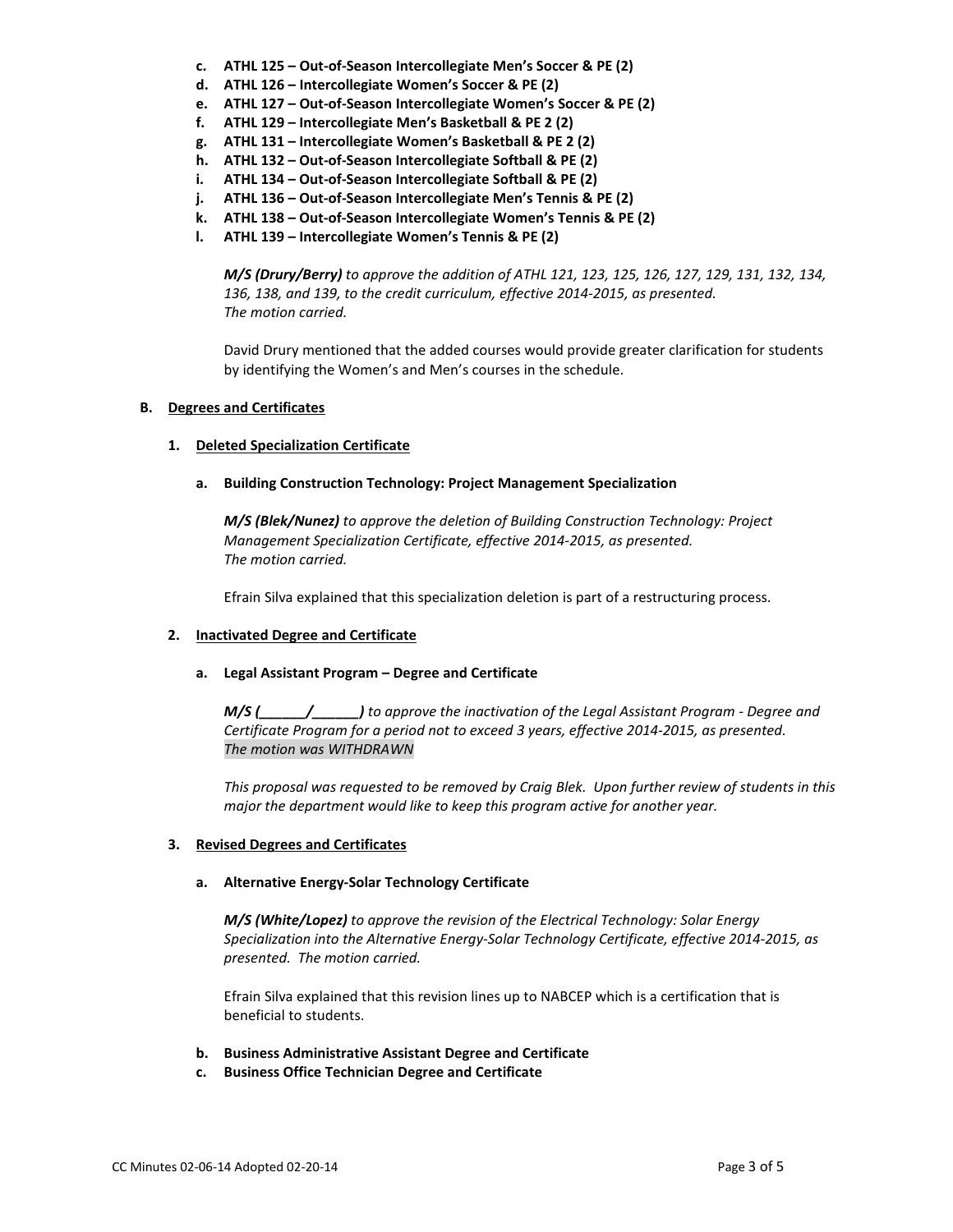c. **ATHL 125 – Out-of-Season Intercollegiate Men's Soccer & PE (2)**
d. **ATHL 126 – Intercollegiate Women's Soccer & PE (2)**
e. **ATHL 127 – Out-of-Season Intercollegiate Women's Soccer & PE (2)**
f. **ATHL 129 – Intercollegiate Men's Basketball & PE 2 (2)**
g. **ATHL 131 – Intercollegiate Women's Basketball & PE 2 (2)**
h. **ATHL 132 – Out-of-Season Intercollegiate Softball & PE (2)**
i. **ATHL 134 – Out-of-Season Intercollegiate Softball & PE (2)**
j. **ATHL 136 – Out-of-Season Intercollegiate Men's Tennis & PE (2)**
k. **ATHL 138 – Out-of-Season Intercollegiate Women's Tennis & PE (2)**
l. **ATHL 139 – Intercollegiate Women's Tennis & PE (2)**

***M/S (Drury/Berry)*** *to approve the addition of ATHL 121, 123, 125, 126, 127, 129, 131, 132, 134, 136, 138, and 139, to the credit curriculum, effective 2014-2015, as presented.*
*The motion carried.*

David Drury mentioned that the added courses would provide greater clarification for students by identifying the Women's and Men's courses in the schedule.

**B. Degrees and Certificates**

**1. Deleted Specialization Certificate**

**a. Building Construction Technology: Project Management Specialization**

***M/S (Blek/Nunez)*** *to approve the deletion of Building Construction Technology: Project Management Specialization Certificate, effective 2014-2015, as presented.*
*The motion carried.*

Efrain Silva explained that this specialization deletion is part of a restructuring process.

**2. Inactivated Degree and Certificate**

**a. Legal Assistant Program – Degree and Certificate**

***M/S (______/______)*** *to approve the inactivation of the Legal Assistant Program - Degree and Certificate Program for a period not to exceed 3 years, effective 2014-2015, as presented.*
*The motion was WITHDRAWN*

*This proposal was requested to be removed by Craig Blek. Upon further review of students in this major the department would like to keep this program active for another year.*

**3. Revised Degrees and Certificates**

**a. Alternative Energy-Solar Technology Certificate**

***M/S (White/Lopez)*** *to approve the revision of the Electrical Technology: Solar Energy Specialization into the Alternative Energy-Solar Technology Certificate, effective 2014-2015, as presented. The motion carried.*

Efrain Silva explained that this revision lines up to NABCEP which is a certification that is beneficial to students.

b. **Business Administrative Assistant Degree and Certificate**
c. **Business Office Technician Degree and Certificate**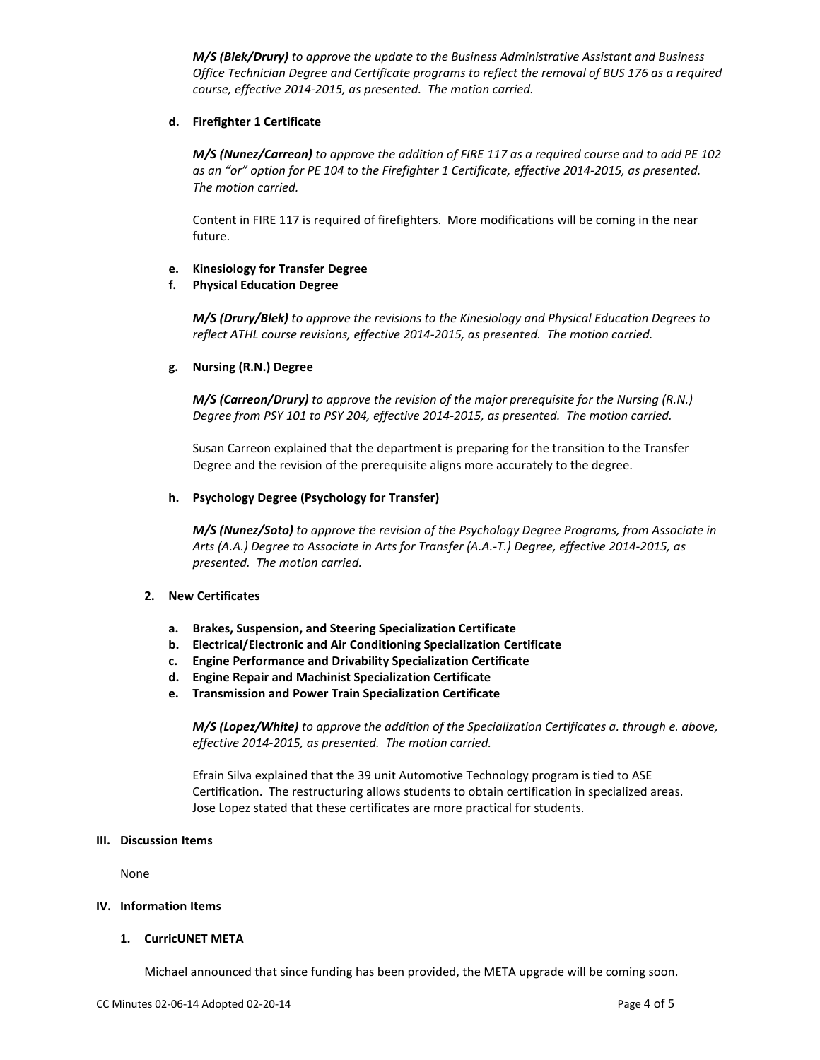***M/S (Blek/Drury)*** *to approve the update to the Business Administrative Assistant and Business Office Technician Degree and Certificate programs to reflect the removal of BUS 176 as a required course, effective 2014-2015, as presented. The motion carried.*

**d. Firefighter 1 Certificate**

***M/S (Nunez/Carreon)*** *to approve the addition of FIRE 117 as a required course and to add PE 102 as an "or" option for PE 104 to the Firefighter 1 Certificate, effective 2014-2015, as presented. The motion carried.*

Content in FIRE 117 is required of firefighters. More modifications will be coming in the near future.

**e. Kinesiology for Transfer Degree**

**f. Physical Education Degree**

***M/S (Drury/Blek)*** *to approve the revisions to the Kinesiology and Physical Education Degrees to reflect ATHL course revisions, effective 2014-2015, as presented. The motion carried.*

**g. Nursing (R.N.) Degree**

***M/S (Carreon/Drury)*** *to approve the revision of the major prerequisite for the Nursing (R.N.) Degree from PSY 101 to PSY 204, effective 2014-2015, as presented. The motion carried.*

Susan Carreon explained that the department is preparing for the transition to the Transfer Degree and the revision of the prerequisite aligns more accurately to the degree.

**h. Psychology Degree (Psychology for Transfer)**

***M/S (Nunez/Soto)*** *to approve the revision of the Psychology Degree Programs, from Associate in Arts (A.A.) Degree to Associate in Arts for Transfer (A.A.-T.) Degree, effective 2014-2015, as presented. The motion carried.*

**2. New Certificates**

**a. Brakes, Suspension, and Steering Specialization Certificate**

**b. Electrical/Electronic and Air Conditioning Specialization Certificate**

**c. Engine Performance and Drivability Specialization Certificate**

**d. Engine Repair and Machinist Specialization Certificate**

**e. Transmission and Power Train Specialization Certificate**

***M/S (Lopez/White)*** *to approve the addition of the Specialization Certificates a. through e. above, effective 2014-2015, as presented. The motion carried.*

Efrain Silva explained that the 39 unit Automotive Technology program is tied to ASE Certification. The restructuring allows students to obtain certification in specialized areas. Jose Lopez stated that these certificates are more practical for students.

## III. Discussion Items

None

## IV. Information Items

**1. CurricUNET META**

Michael announced that since funding has been provided, the META upgrade will be coming soon.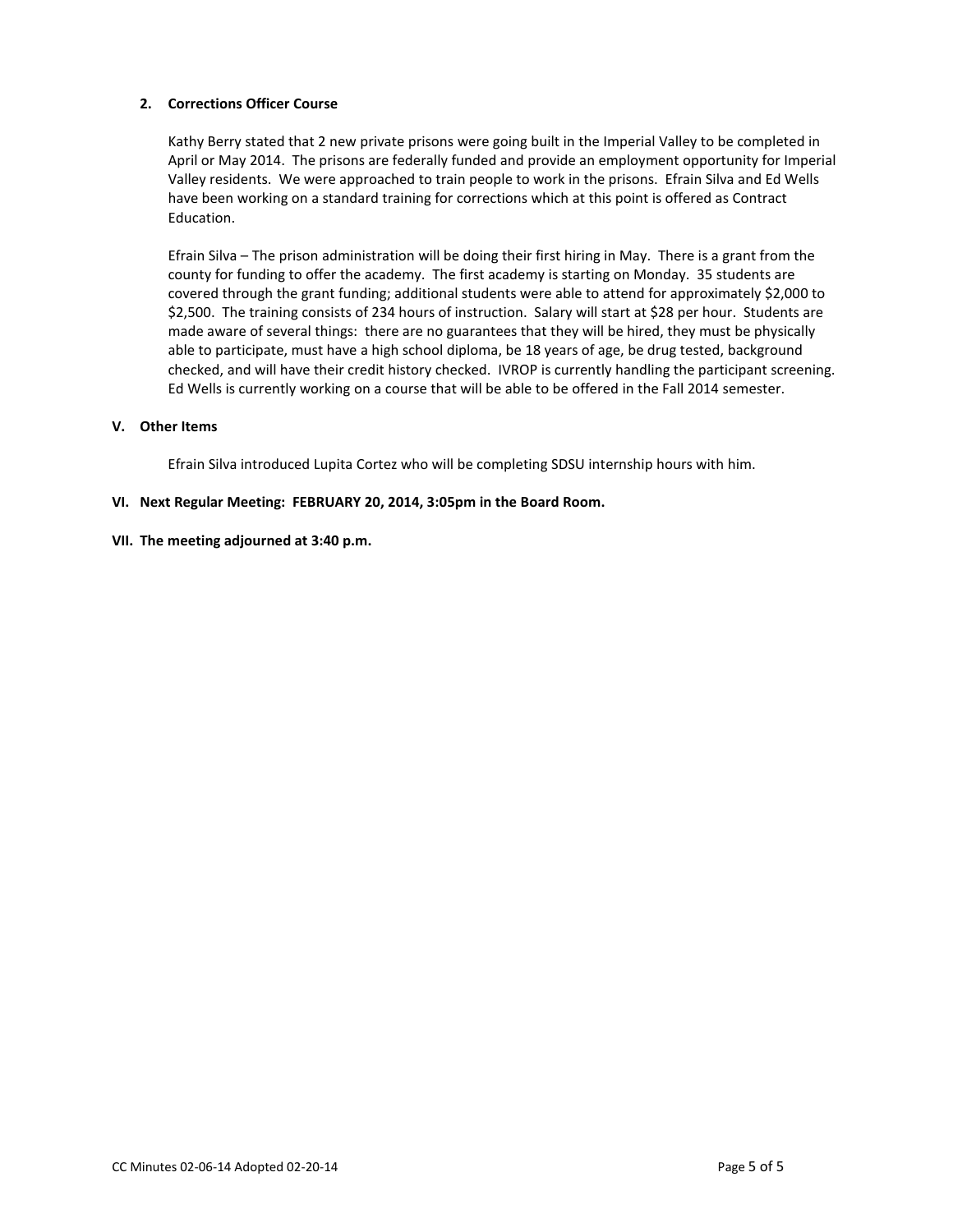**2. Corrections Officer Course**

Kathy Berry stated that 2 new private prisons were going built in the Imperial Valley to be completed in April or May 2014. The prisons are federally funded and provide an employment opportunity for Imperial Valley residents. We were approached to train people to work in the prisons. Efrain Silva and Ed Wells have been working on a standard training for corrections which at this point is offered as Contract Education.

Efrain Silva – The prison administration will be doing their first hiring in May. There is a grant from the county for funding to offer the academy. The first academy is starting on Monday. 35 students are covered through the grant funding; additional students were able to attend for approximately $2,000 to $2,500. The training consists of 234 hours of instruction. Salary will start at $28 per hour. Students are made aware of several things: there are no guarantees that they will be hired, they must be physically able to participate, must have a high school diploma, be 18 years of age, be drug tested, background checked, and will have their credit history checked. IVROP is currently handling the participant screening. Ed Wells is currently working on a course that will be able to be offered in the Fall 2014 semester.

## V. Other Items

Efrain Silva introduced Lupita Cortez who will be completing SDSU internship hours with him.

## VI. Next Regular Meeting: FEBRUARY 20, 2014, 3:05pm in the Board Room.

## VII. The meeting adjourned at 3:40 p.m.